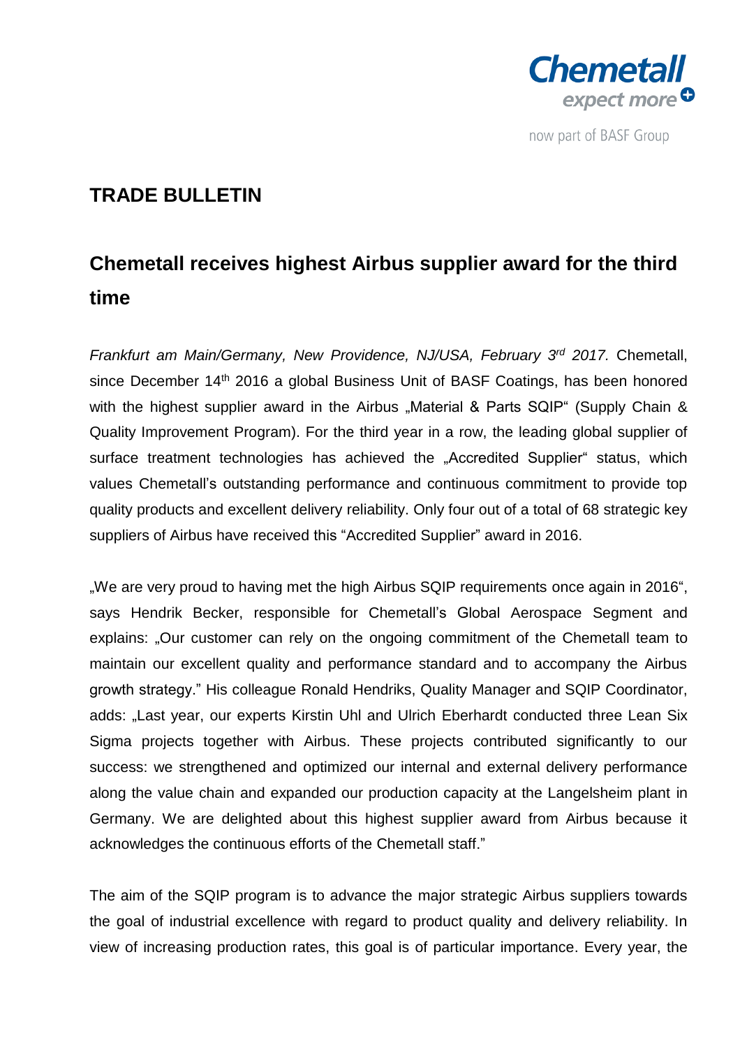Chemetall
expect more
now part of BASF Group

## TRADE BULLETIN

# Chemetall receives highest Airbus supplier award for the third time

*Frankfurt am Main/Germany, New Providence, NJ/USA, February 3rd 2017.* Chemetall, since December 14th 2016 a global Business Unit of BASF Coatings, has been honored with the highest supplier award in the Airbus „Material & Parts SQIP" (Supply Chain & Quality Improvement Program). For the third year in a row, the leading global supplier of surface treatment technologies has achieved the „Accredited Supplier" status, which values Chemetall's outstanding performance and continuous commitment to provide top quality products and excellent delivery reliability. Only four out of a total of 68 strategic key suppliers of Airbus have received this "Accredited Supplier" award in 2016.

„We are very proud to having met the high Airbus SQIP requirements once again in 2016", says Hendrik Becker, responsible for Chemetall's Global Aerospace Segment and explains: „Our customer can rely on the ongoing commitment of the Chemetall team to maintain our excellent quality and performance standard and to accompany the Airbus growth strategy." His colleague Ronald Hendriks, Quality Manager and SQIP Coordinator, adds: „Last year, our experts Kirstin Uhl and Ulrich Eberhardt conducted three Lean Six Sigma projects together with Airbus. These projects contributed significantly to our success: we strengthened and optimized our internal and external delivery performance along the value chain and expanded our production capacity at the Langelsheim plant in Germany. We are delighted about this highest supplier award from Airbus because it acknowledges the continuous efforts of the Chemetall staff."

The aim of the SQIP program is to advance the major strategic Airbus suppliers towards the goal of industrial excellence with regard to product quality and delivery reliability. In view of increasing production rates, this goal is of particular importance. Every year, the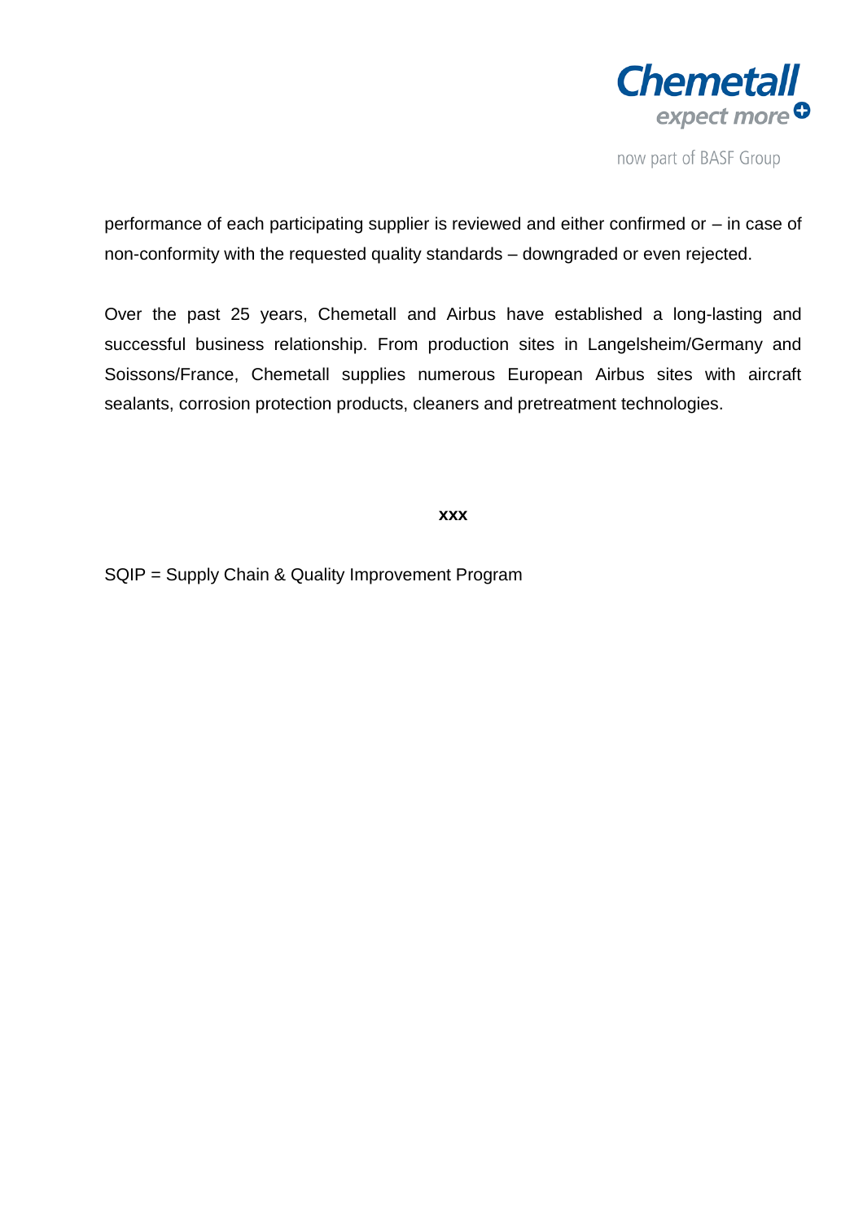performance of each participating supplier is reviewed and either confirmed or – in case of non-conformity with the requested quality standards – downgraded or even rejected.

Over the past 25 years, Chemetall and Airbus have established a long-lasting and successful business relationship. From production sites in Langelsheim/Germany and Soissons/France, Chemetall supplies numerous European Airbus sites with aircraft sealants, corrosion protection products, cleaners and pretreatment technologies.

**xxx**

SQIP = Supply Chain & Quality Improvement Program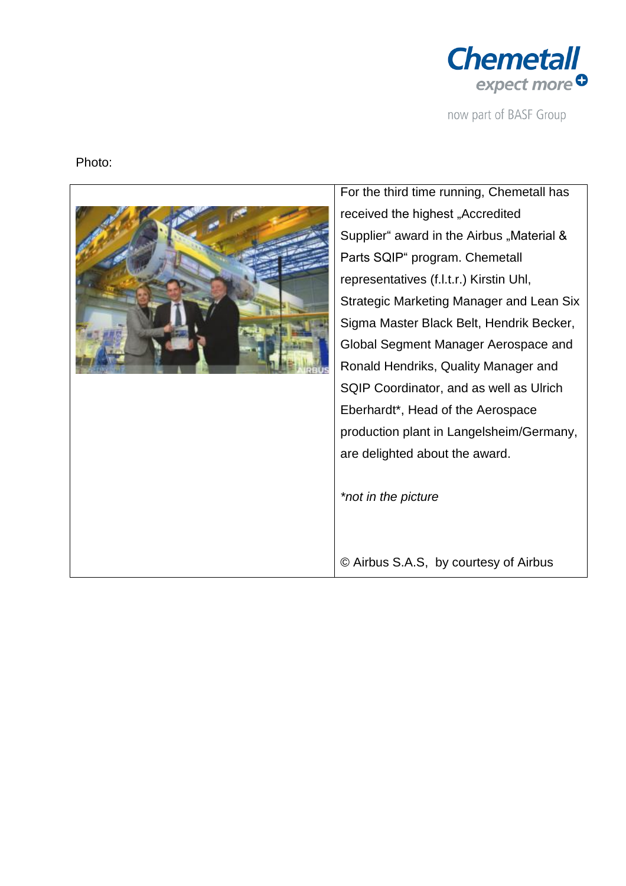Photo:

For the third time running, Chemetall has received the highest „Accredited Supplier" award in the Airbus „Material & Parts SQIP" program. Chemetall representatives (f.l.t.r.) Kirstin Uhl, Strategic Marketing Manager and Lean Six Sigma Master Black Belt, Hendrik Becker, Global Segment Manager Aerospace and Ronald Hendriks, Quality Manager and SQIP Coordinator, and as well as Ulrich Eberhardt*, Head of the Aerospace production plant in Langelsheim/Germany, are delighted about the award.

*\*not in the picture*

© Airbus S.A.S, by courtesy of Airbus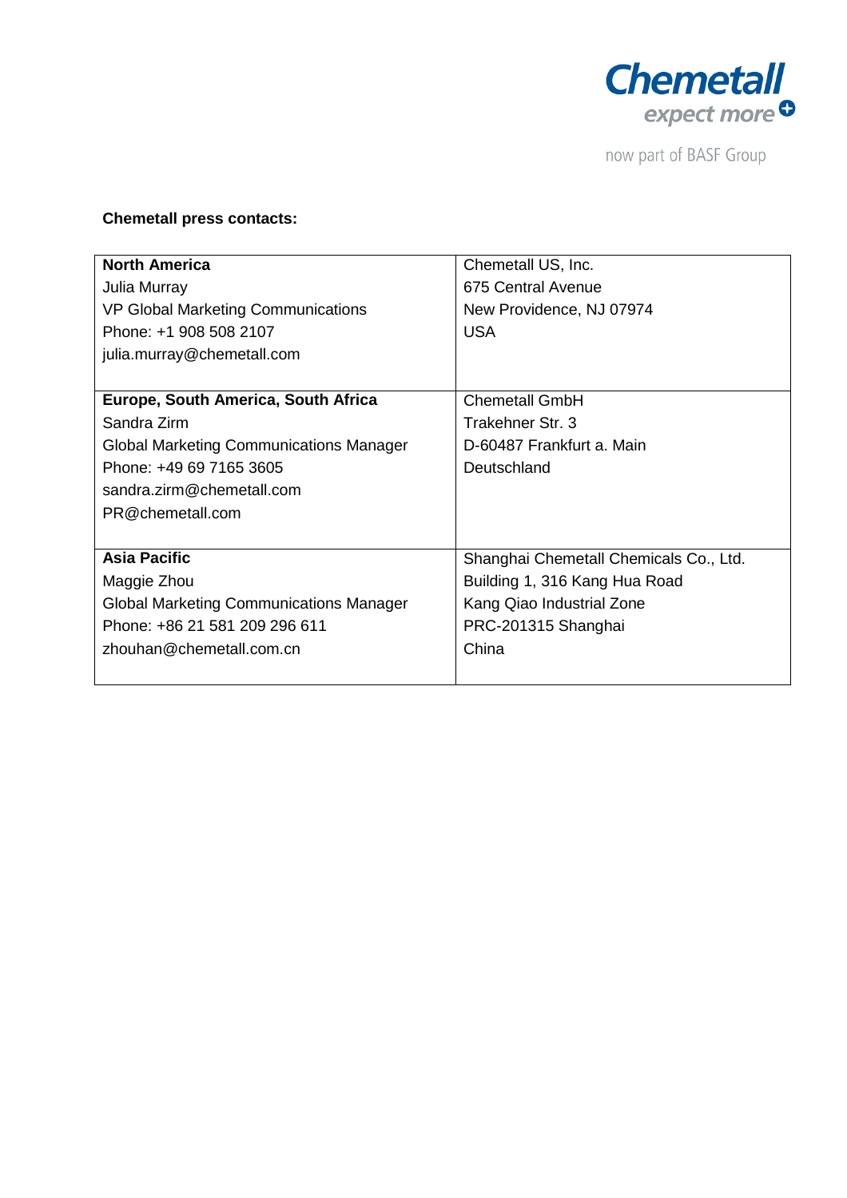**Chemetall press contacts:**

| | |
|---|---|
| **North America**<br>Julia Murray<br>VP Global Marketing Communications<br>Phone: +1 908 508 2107<br>julia.murray@chemetall.com | Chemetall US, Inc.<br>675 Central Avenue<br>New Providence, NJ 07974<br>USA |
| **Europe, South America, South Africa**<br>Sandra Zirm<br>Global Marketing Communications Manager<br>Phone: +49 69 7165 3605<br>sandra.zirm@chemetall.com<br>PR@chemetall.com | Chemetall GmbH<br>Trakehner Str. 3<br>D-60487 Frankfurt a. Main<br>Deutschland |
| **Asia Pacific**<br>Maggie Zhou<br>Global Marketing Communications Manager<br>Phone: +86 21 581 209 296 611<br>zhouhan@chemetall.com.cn | Shanghai Chemetall Chemicals Co., Ltd.<br>Building 1, 316 Kang Hua Road<br>Kang Qiao Industrial Zone<br>PRC-201315 Shanghai<br>China |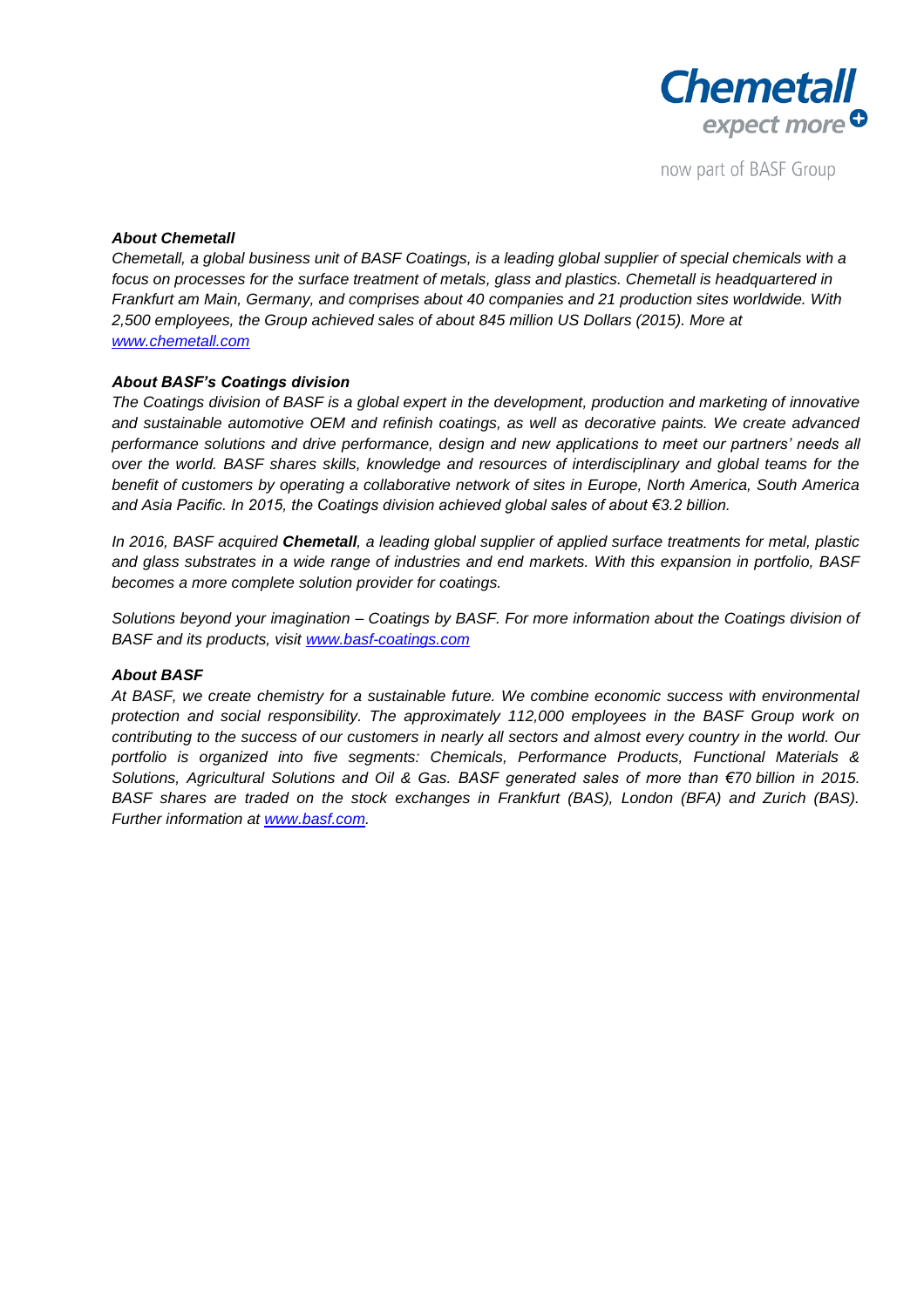***About Chemetall***

*Chemetall, a global business unit of BASF Coatings, is a leading global supplier of special chemicals with a focus on processes for the surface treatment of metals, glass and plastics. Chemetall is headquartered in Frankfurt am Main, Germany, and comprises about 40 companies and 21 production sites worldwide. With 2,500 employees, the Group achieved sales of about 845 million US Dollars (2015). More at [www.chemetall.com](www.chemetall.com)*

***About BASF's Coatings division***

*The Coatings division of BASF is a global expert in the development, production and marketing of innovative and sustainable automotive OEM and refinish coatings, as well as decorative paints. We create advanced performance solutions and drive performance, design and new applications to meet our partners' needs all over the world. BASF shares skills, knowledge and resources of interdisciplinary and global teams for the benefit of customers by operating a collaborative network of sites in Europe, North America, South America and Asia Pacific. In 2015, the Coatings division achieved global sales of about €3.2 billion.*

*In 2016, BASF acquired **Chemetall**, a leading global supplier of applied surface treatments for metal, plastic and glass substrates in a wide range of industries and end markets. With this expansion in portfolio, BASF becomes a more complete solution provider for coatings.*

*Solutions beyond your imagination – Coatings by BASF. For more information about the Coatings division of BASF and its products, visit [www.basf-coatings.com](www.basf-coatings.com)*

***About BASF***

*At BASF, we create chemistry for a sustainable future. We combine economic success with environmental protection and social responsibility. The approximately 112,000 employees in the BASF Group work on contributing to the success of our customers in nearly all sectors and almost every country in the world. Our portfolio is organized into five segments: Chemicals, Performance Products, Functional Materials & Solutions, Agricultural Solutions and Oil & Gas. BASF generated sales of more than €70 billion in 2015. BASF shares are traded on the stock exchanges in Frankfurt (BAS), London (BFA) and Zurich (BAS). Further information at [www.basf.com](www.basf.com).*